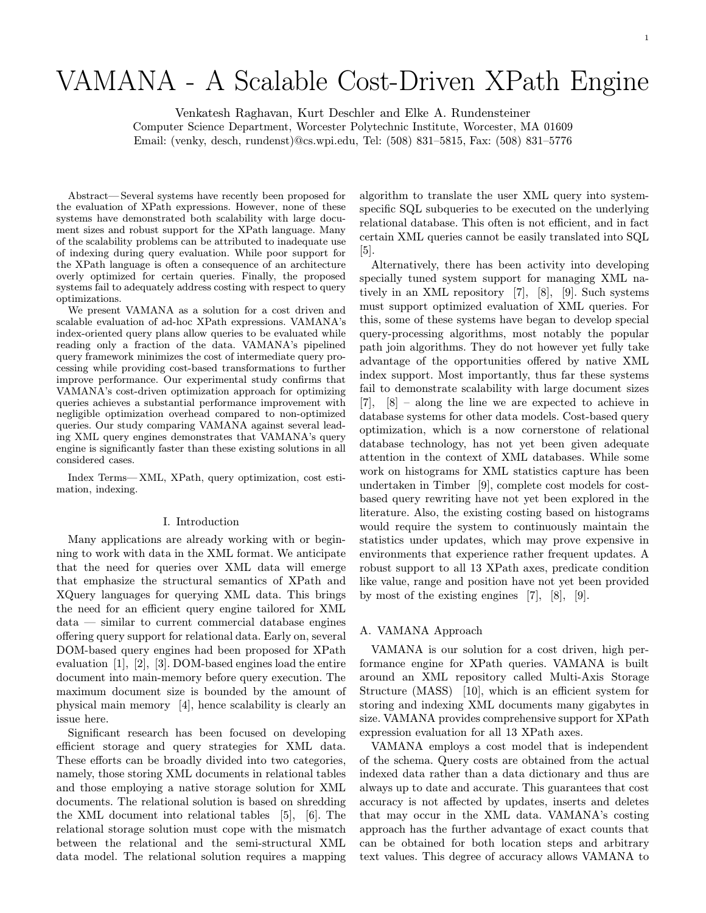# VAMANA - A Scalable Cost-Driven XPath Engine

Venkatesh Raghavan, Kurt Deschler and Elke A. Rundensteiner
Computer Science Department, Worcester Polytechnic Institute, Worcester, MA 01609
Email: (venky, desch, rundenst)@cs.wpi.edu, Tel: (508) 831–5815, Fax: (508) 831–5776

*Abstract*— Several systems have recently been proposed for the evaluation of XPath expressions. However, none of these systems have demonstrated both scalability with large document sizes and robust support for the XPath language. Many of the scalability problems can be attributed to inadequate use of indexing during query evaluation. While poor support for the XPath language is often a consequence of an architecture overly optimized for certain queries. Finally, the proposed systems fail to adequately address costing with respect to query optimizations.

We present VAMANA as a solution for a cost driven and scalable evaluation of ad-hoc XPath expressions. VAMANA's index-oriented query plans allow queries to be evaluated while reading only a fraction of the data. VAMANA's pipelined query framework minimizes the cost of intermediate query processing while providing cost-based transformations to further improve performance. Our experimental study confirms that VAMANA's cost-driven optimization approach for optimizing queries achieves a substantial performance improvement with negligible optimization overhead compared to non-optimized queries. Our study comparing VAMANA against several leading XML query engines demonstrates that VAMANA's query engine is significantly faster than these existing solutions in all considered cases.

*Index Terms*— XML, XPath, query optimization, cost estimation, indexing.

## I. Introduction

Many applications are already working with or beginning to work with data in the XML format. We anticipate that the need for queries over XML data will emerge that emphasize the structural semantics of XPath and XQuery languages for querying XML data. This brings the need for an efficient query engine tailored for XML data — similar to current commercial database engines offering query support for relational data. Early on, several DOM-based query engines had been proposed for XPath evaluation [1], [2], [3]. DOM-based engines load the entire document into main-memory before query execution. The maximum document size is bounded by the amount of physical main memory [4], hence scalability is clearly an issue here.

Significant research has been focused on developing efficient storage and query strategies for XML data. These efforts can be broadly divided into two categories, namely, those storing XML documents in relational tables and those employing a native storage solution for XML documents. The relational solution is based on shredding the XML document into relational tables [5], [6]. The relational storage solution must cope with the mismatch between the relational and the semi-structural XML data model. The relational solution requires a mapping algorithm to translate the user XML query into system-specific SQL subqueries to be executed on the underlying relational database. This often is not efficient, and in fact certain XML queries cannot be easily translated into SQL [5].

Alternatively, there has been activity into developing specially tuned system support for managing XML natively in an XML repository [7], [8], [9]. Such systems must support optimized evaluation of XML queries. For this, some of these systems have began to develop special query-processing algorithms, most notably the popular path join algorithms. They do not however yet fully take advantage of the opportunities offered by native XML index support. Most importantly, thus far these systems fail to demonstrate scalability with large document sizes [7], [8] – along the line we are expected to achieve in database systems for other data models. Cost-based query optimization, which is a now cornerstone of relational database technology, has not yet been given adequate attention in the context of XML databases. While some work on histograms for XML statistics capture has been undertaken in Timber [9], complete cost models for cost-based query rewriting have not yet been explored in the literature. Also, the existing costing based on histograms would require the system to continuously maintain the statistics under updates, which may prove expensive in environments that experience rather frequent updates. A robust support to all 13 XPath axes, predicate condition like value, range and position have not yet been provided by most of the existing engines [7], [8], [9].

### A. VAMANA Approach

VAMANA is our solution for a cost driven, high performance engine for XPath queries. VAMANA is built around an XML repository called Multi-Axis Storage Structure (MASS) [10], which is an efficient system for storing and indexing XML documents many gigabytes in size. VAMANA provides comprehensive support for XPath expression evaluation for all 13 XPath axes.

VAMANA employs a cost model that is independent of the schema. Query costs are obtained from the actual indexed data rather than a data dictionary and thus are always up to date and accurate. This guarantees that cost accuracy is not affected by updates, inserts and deletes that may occur in the XML data. VAMANA's costing approach has the further advantage of exact counts that can be obtained for both location steps and arbitrary text values. This degree of accuracy allows VAMANA to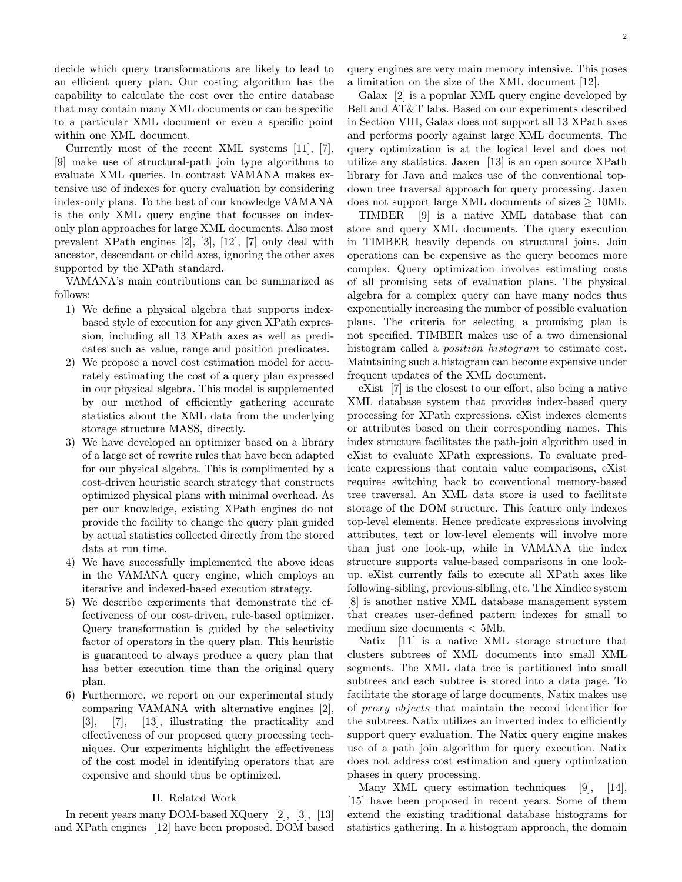decide which query transformations are likely to lead to an efficient query plan. Our costing algorithm has the capability to calculate the cost over the entire database that may contain many XML documents or can be specific to a particular XML document or even a specific point within one XML document.

Currently most of the recent XML systems [11], [7], [9] make use of structural-path join type algorithms to evaluate XML queries. In contrast VAMANA makes extensive use of indexes for query evaluation by considering index-only plans. To the best of our knowledge VAMANA is the only XML query engine that focusses on index-only plan approaches for large XML documents. Also most prevalent XPath engines [2], [3], [12], [7] only deal with ancestor, descendant or child axes, ignoring the other axes supported by the XPath standard.

VAMANA's main contributions can be summarized as follows:

1) We define a physical algebra that supports index-based style of execution for any given XPath expression, including all 13 XPath axes as well as predicates such as value, range and position predicates.
2) We propose a novel cost estimation model for accurately estimating the cost of a query plan expressed in our physical algebra. This model is supplemented by our method of efficiently gathering accurate statistics about the XML data from the underlying storage structure MASS, directly.
3) We have developed an optimizer based on a library of a large set of rewrite rules that have been adapted for our physical algebra. This is complimented by a cost-driven heuristic search strategy that constructs optimized physical plans with minimal overhead. As per our knowledge, existing XPath engines do not provide the facility to change the query plan guided by actual statistics collected directly from the stored data at run time.
4) We have successfully implemented the above ideas in the VAMANA query engine, which employs an iterative and indexed-based execution strategy.
5) We describe experiments that demonstrate the effectiveness of our cost-driven, rule-based optimizer. Query transformation is guided by the selectivity factor of operators in the query plan. This heuristic is guaranteed to always produce a query plan that has better execution time than the original query plan.
6) Furthermore, we report on our experimental study comparing VAMANA with alternative engines [2], [3], [7], [13], illustrating the practicality and effectiveness of our proposed query processing techniques. Our experiments highlight the effectiveness of the cost model in identifying operators that are expensive and should thus be optimized.

## II. Related Work

In recent years many DOM-based XQuery [2], [3], [13] and XPath engines [12] have been proposed. DOM based query engines are very main memory intensive. This poses a limitation on the size of the XML document [12].

Galax [2] is a popular XML query engine developed by Bell and AT&T labs. Based on our experiments described in Section VIII, Galax does not support all 13 XPath axes and performs poorly against large XML documents. The query optimization is at the logical level and does not utilize any statistics. Jaxen [13] is an open source XPath library for Java and makes use of the conventional top-down tree traversal approach for query processing. Jaxen does not support large XML documents of sizes $\geq$ 10Mb.

TIMBER [9] is a native XML database that can store and query XML documents. The query execution in TIMBER heavily depends on structural joins. Join operations can be expensive as the query becomes more complex. Query optimization involves estimating costs of all promising sets of evaluation plans. The physical algebra for a complex query can have many nodes thus exponentially increasing the number of possible evaluation plans. The criteria for selecting a promising plan is not specified. TIMBER makes use of a two dimensional histogram called a *position histogram* to estimate cost. Maintaining such a histogram can become expensive under frequent updates of the XML document.

eXist [7] is the closest to our effort, also being a native XML database system that provides index-based query processing for XPath expressions. eXist indexes elements or attributes based on their corresponding names. This index structure facilitates the path-join algorithm used in eXist to evaluate XPath expressions. To evaluate predicate expressions that contain value comparisons, eXist requires switching back to conventional memory-based tree traversal. An XML data store is used to facilitate storage of the DOM structure. This feature only indexes top-level elements. Hence predicate expressions involving attributes, text or low-level elements will involve more than just one look-up, while in VAMANA the index structure supports value-based comparisons in one look-up. eXist currently fails to execute all XPath axes like following-sibling, previous-sibling, etc. The Xindice system [8] is another native XML database management system that creates user-defined pattern indexes for small to medium size documents < 5Mb.

Natix [11] is a native XML storage structure that clusters subtrees of XML documents into small XML segments. The XML data tree is partitioned into small subtrees and each subtree is stored into a data page. To facilitate the storage of large documents, Natix makes use of *proxy objects* that maintain the record identifier for the subtrees. Natix utilizes an inverted index to efficiently support query evaluation. The Natix query engine makes use of a path join algorithm for query execution. Natix does not address cost estimation and query optimization phases in query processing.

Many XML query estimation techniques [9], [14], [15] have been proposed in recent years. Some of them extend the existing traditional database histograms for statistics gathering. In a histogram approach, the domain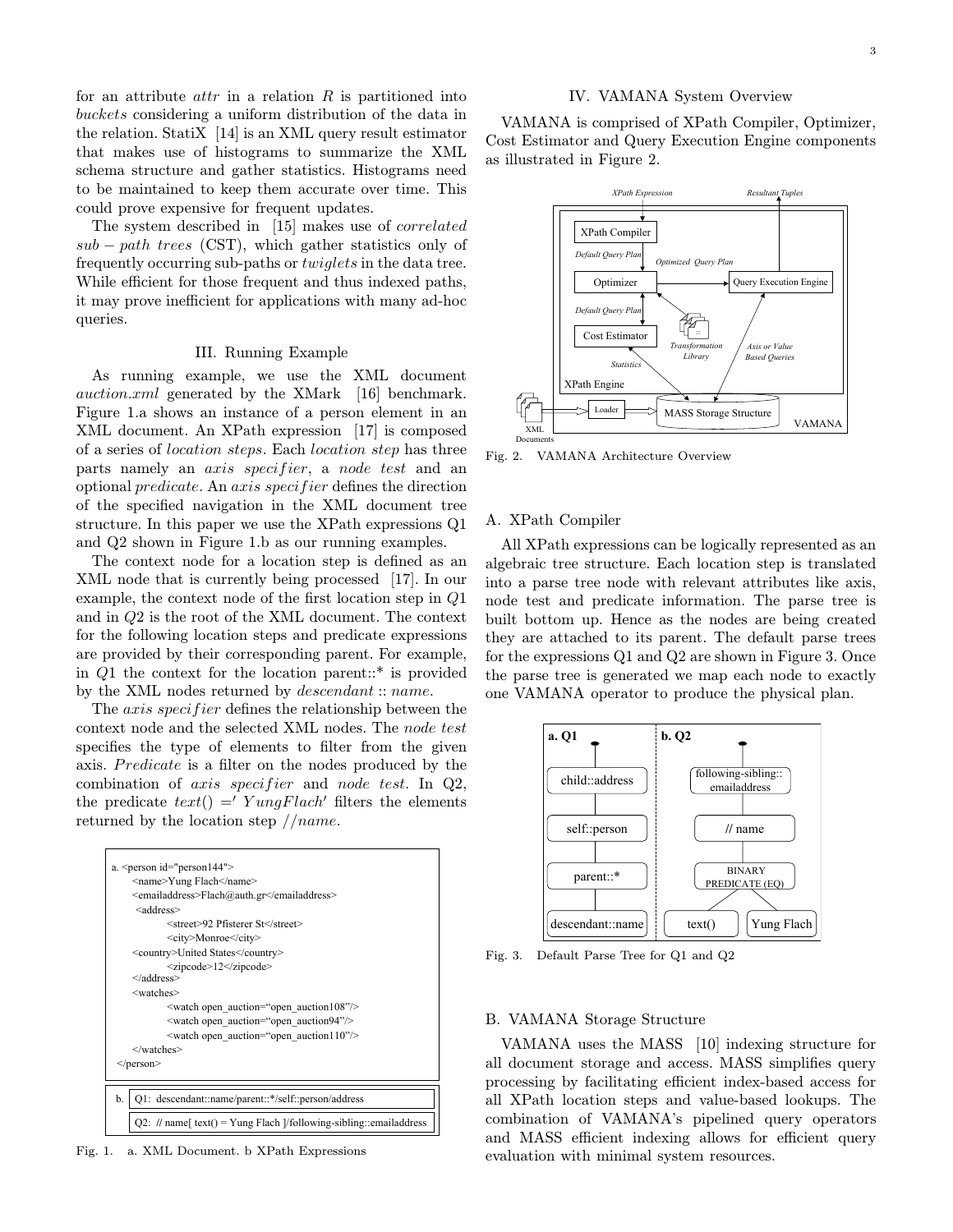for an attribute *attr* in a relation *R* is partitioned into *buckets* considering a uniform distribution of the data in the relation. StatiX [14] is an XML query result estimator that makes use of histograms to summarize the XML schema structure and gather statistics. Histograms need to be maintained to keep them accurate over time. This could prove expensive for frequent updates.

The system described in [15] makes use of *correlated sub − path trees* (CST), which gather statistics only of frequently occurring sub-paths or *twiglets* in the data tree. While efficient for those frequent and thus indexed paths, it may prove inefficient for applications with many ad-hoc queries.

## III. Running Example

As running example, we use the XML document *auction.xml* generated by the XMark [16] benchmark. Figure 1.a shows an instance of a person element in an XML document. An XPath expression [17] is composed of a series of *location steps*. Each *location step* has three parts namely an *axis specifier*, a *node test* and an optional *predicate*. An *axis specifier* defines the direction of the specified navigation in the XML document tree structure. In this paper we use the XPath expressions Q1 and Q2 shown in Figure 1.b as our running examples.

The context node for a location step is defined as an XML node that is currently being processed [17]. In our example, the context node of the first location step in $Q1$ and in $Q2$ is the root of the XML document. The context for the following location steps and predicate expressions are provided by their corresponding parent. For example, in $Q1$ the context for the location parent::* is provided by the XML nodes returned by *descendant* :: *name*.

The *axis specifier* defines the relationship between the context node and the selected XML nodes. The *node test* specifies the type of elements to filter from the given axis. *Predicate* is a filter on the nodes produced by the combination of *axis specifier* and *node test*. In Q2, the predicate $text() =' YungFlach'$ filters the elements returned by the location step $//name$.

```
a. <person id="person144">
     <name>Yung Flach</name>
     <emailaddress>Flach@auth.gr</emailaddress>
     <address>
          <street>92 Pfisterer St</street>
          <city>Monroe</city>
     <country>United States</country>
          <zipcode>12</zipcode>
     </address>
     <watches>
          <watch open_auction="open_auction108"/>
          <watch open_auction="open_auction94"/>
          <watch open_auction="open_auction110"/>
     </watches>
   </person>
```

```
b. Q1: descendant::name/parent::*/self::person/address
   Q2: // name[ text() = Yung Flach ]/following-sibling::emailaddress
```

Fig. 1. a. XML Document. b XPath Expressions

## IV. VAMANA System Overview

VAMANA is comprised of XPath Compiler, Optimizer, Cost Estimator and Query Execution Engine components as illustrated in Figure 2.

Fig. 2. VAMANA Architecture Overview

### A. XPath Compiler

All XPath expressions can be logically represented as an algebraic tree structure. Each location step is translated into a parse tree node with relevant attributes like axis, node test and predicate information. The parse tree is built bottom up. Hence as the nodes are being created they are attached to its parent. The default parse trees for the expressions Q1 and Q2 are shown in Figure 3. Once the parse tree is generated we map each node to exactly one VAMANA operator to produce the physical plan.

Fig. 3. Default Parse Tree for Q1 and Q2

### B. VAMANA Storage Structure

VAMANA uses the MASS [10] indexing structure for all document storage and access. MASS simplifies query processing by facilitating efficient index-based access for all XPath location steps and value-based lookups. The combination of VAMANA's pipelined query operators and MASS efficient indexing allows for efficient query evaluation with minimal system resources.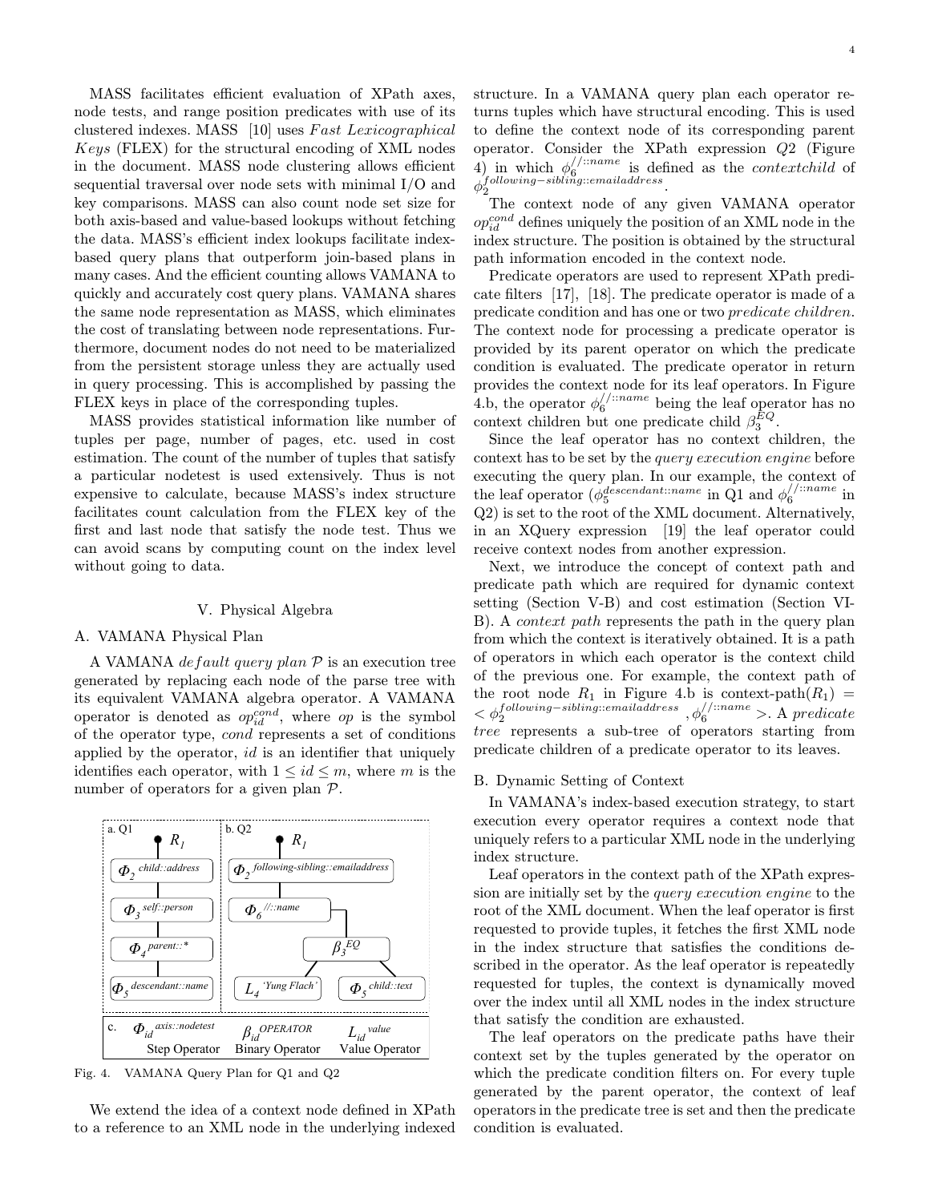MASS facilitates efficient evaluation of XPath axes, node tests, and range position predicates with use of its clustered indexes. MASS [10] uses *Fast Lexicographical Keys* (FLEX) for the structural encoding of XML nodes in the document. MASS node clustering allows efficient sequential traversal over node sets with minimal I/O and key comparisons. MASS can also count node set size for both axis-based and value-based lookups without fetching the data. MASS's efficient index lookups facilitate index-based query plans that outperform join-based plans in many cases. And the efficient counting allows VAMANA to quickly and accurately cost query plans. VAMANA shares the same node representation as MASS, which eliminates the cost of translating between node representations. Furthermore, document nodes do not need to be materialized from the persistent storage unless they are actually used in query processing. This is accomplished by passing the FLEX keys in place of the corresponding tuples.

MASS provides statistical information like number of tuples per page, number of pages, etc. used in cost estimation. The count of the number of tuples that satisfy a particular nodetest is used extensively. Thus is not expensive to calculate, because MASS's index structure facilitates count calculation from the FLEX key of the first and last node that satisfy the node test. Thus we can avoid scans by computing count on the index level without going to data.

## V. Physical Algebra

### A. VAMANA Physical Plan

A VAMANA *default query plan* $\mathcal{P}$ is an execution tree generated by replacing each node of the parse tree with its equivalent VAMANA algebra operator. A VAMANA operator is denoted as $op_{id}^{cond}$, where $op$ is the symbol of the operator type, $cond$ represents a set of conditions applied by the operator, $id$ is an identifier that uniquely identifies each operator, with $1 \leq id \leq m$, where $m$ is the number of operators for a given plan $\mathcal{P}$.

Fig. 4. VAMANA Query Plan for Q1 and Q2

We extend the idea of a context node defined in XPath to a reference to an XML node in the underlying indexed structure. In a VAMANA query plan each operator returns tuples which have structural encoding. This is used to define the context node of its corresponding parent operator. Consider the XPath expression $Q2$ (Figure 4) in which $\phi_6^{//::name}$ is defined as the *contextchild* of $\phi_2^{following-sibling::emailaddress}$.

The context node of any given VAMANA operator $op_{id}^{cond}$ defines uniquely the position of an XML node in the index structure. The position is obtained by the structural path information encoded in the context node.

Predicate operators are used to represent XPath predicate filters [17], [18]. The predicate operator is made of a predicate condition and has one or two *predicate children*. The context node for processing a predicate operator is provided by its parent operator on which the predicate condition is evaluated. The predicate operator in return provides the context node for its leaf operators. In Figure 4.b, the operator $\phi_6^{//::name}$ being the leaf operator has no context children but one predicate child $\beta_3^{EQ}$.

Since the leaf operator has no context children, the context has to be set by the *query execution engine* before executing the query plan. In our example, the context of the leaf operator ($\phi_5^{descendant::name}$ in Q1 and $\phi_6^{//::name}$ in Q2) is set to the root of the XML document. Alternatively, in an XQuery expression [19] the leaf operator could receive context nodes from another expression.

Next, we introduce the concept of context path and predicate path which are required for dynamic context setting (Section V-B) and cost estimation (Section VI-B). A *context path* represents the path in the query plan from which the context is iteratively obtained. It is a path of operators in which each operator is the context child of the previous one. For example, the context path of the root node $R_1$ in Figure 4.b is context-path($R_1$) = $< \phi_2^{following-sibling::emailaddress}, \phi_6^{//::name} >$. A *predicate tree* represents a sub-tree of operators starting from predicate children of a predicate operator to its leaves.

### B. Dynamic Setting of Context

In VAMANA's index-based execution strategy, to start execution every operator requires a context node that uniquely refers to a particular XML node in the underlying index structure.

Leaf operators in the context path of the XPath expression are initially set by the *query execution engine* to the root of the XML document. When the leaf operator ($R_1$) is first requested to provide tuples, it fetches the first XML node in the index structure that satisfies the conditions described in the operator. As the leaf operator is repeatedly requested for tuples, the context is dynamically moved over the index until all XML nodes in the index structure that satisfy the condition are exhausted.

The leaf operators on the predicate paths have their context set by the tuples generated by the operator on which the predicate condition filters on. For every tuple generated by the parent operator, the context of leaf operators in the predicate tree is set and then the predicate condition is evaluated.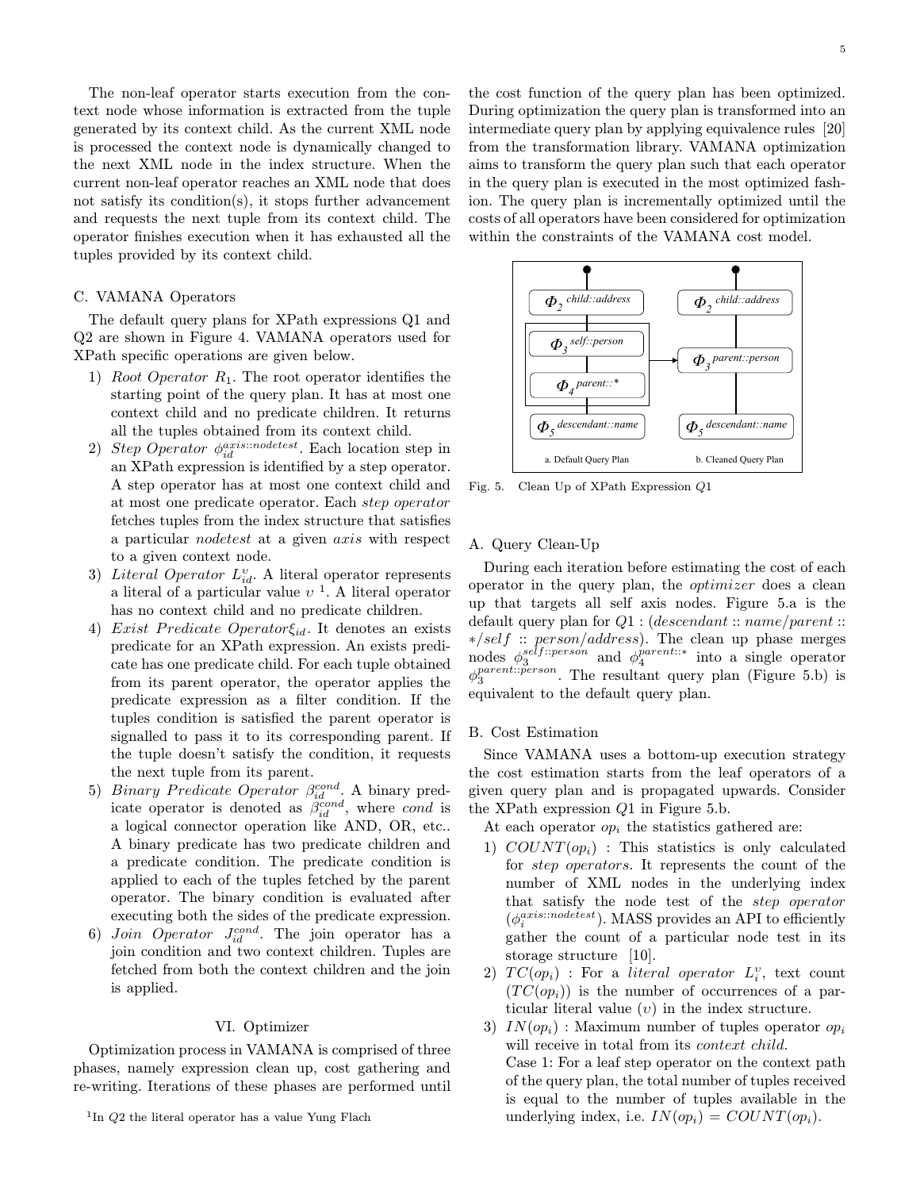The non-leaf operator starts execution from the context node whose information is extracted from the tuple generated by its context child. As the current XML node is processed the context node is dynamically changed to the next XML node in the index structure. When the current non-leaf operator reaches an XML node that does not satisfy its condition(s), it stops further advancement and requests the next tuple from its context child. The operator finishes execution when it has exhausted all the tuples provided by its context child.

### C. VAMANA Operators

The default query plans for XPath expressions Q1 and Q2 are shown in Figure 4. VAMANA operators used for XPath specific operations are given below.

1) *Root Operator* $R_1$. The root operator identifies the starting point of the query plan. It has at most one context child and no predicate children. It returns all the tuples obtained from its context child.
2) *Step Operator* $\phi_{id}^{axis::nodetest}$. Each location step in an XPath expression is identified by a step operator. A step operator has at most one context child and at most one predicate operator. Each *step operator* fetches tuples from the index structure that satisfies a particular *nodetest* at a given *axis* with respect to a given context node.
3) *Literal Operator* $L_{id}^{\upsilon}$. A literal operator represents a literal of a particular value $\upsilon$ [1]. A literal operator has no context child and no predicate children.
4) *Exist Predicate Operator* $\xi_{id}$. It denotes an exists predicate for an XPath expression. An exists predicate has one predicate child. For each tuple obtained from its parent operator, the operator applies the predicate expression as a filter condition. If the tuples condition is satisfied the parent operator is signalled to pass it to its corresponding parent. If the tuple doesn't satisfy the condition, it requests the next tuple from its parent.
5) *Binary Predicate Operator* $\beta_{id}^{cond}$. A binary predicate operator is denoted as $\beta_{id}^{cond}$, where *cond* is a logical connector operation like AND, OR, etc.. A binary predicate has two predicate children and a predicate condition. The predicate condition is applied to each of the tuples fetched by the parent operator. The binary condition is evaluated after executing both the sides of the predicate expression.
6) *Join Operator* $J_{id}^{cond}$. The join operator has a join condition and two context children. Tuples are fetched from both the context children and the join is applied.

## VI. Optimizer

Optimization process in VAMANA is comprised of three phases, namely expression clean up, cost gathering and re-writing. Iterations of these phases are performed until the cost function of the query plan has been optimized. During optimization the query plan is transformed into an intermediate query plan by applying equivalence rules [20] from the transformation library. VAMANA optimization aims to transform the query plan such that each operator in the query plan is executed in the most optimized fashion. The query plan is incrementally optimized until the costs of all operators have been considered for optimization within the constraints of the VAMANA cost model.

Fig. 5. Clean Up of XPath Expression $Q1$

### A. Query Clean-Up

During each iteration before estimating the cost of each operator in the query plan, the *optimizer* does a clean up that targets all self axis nodes. Figure 5.a is the default query plan for $Q1$ : ($descendant :: name/parent :: */self :: person/address$). The clean up phase merges nodes $\phi_3^{self::person}$ and $\phi_4^{parent::*}$ into a single operator $\phi_3^{parent::person}$. The resultant query plan (Figure 5.b) is equivalent to the default query plan.

### B. Cost Estimation

Since VAMANA uses a bottom-up execution strategy the cost estimation starts from the leaf operators of a given query plan and is propagated upwards. Consider the XPath expression $Q1$ in Figure 5.b.

At each operator $op_i$ the statistics gathered are:

1) $COUNT(op_i)$ : This statistics is only calculated for *step operators*. It represents the count of the number of XML nodes in the underlying index that satisfy the node test of the *step operator* ($\phi_i^{axis::nodetest}$). MASS provides an API to efficiently gather the count of a particular node test in its storage structure [10].
2) $TC(op_i)$ : For a *literal operator* $L_i^{\upsilon}$, text count ($TC(op_i)$) is the number of occurrences of a particular literal value ($\upsilon$) in the index structure.
3) $IN(op_i)$ : Maximum number of tuples operator $op_i$ will receive in total from its *context child*.
   Case 1: For a leaf step operator on the context path of the query plan, the total number of tuples received is equal to the number of tuples available in the underlying index, i.e. $IN(op_i) = COUNT(op_i)$.

[1] In $Q2$ the literal operator has a value Yung Flach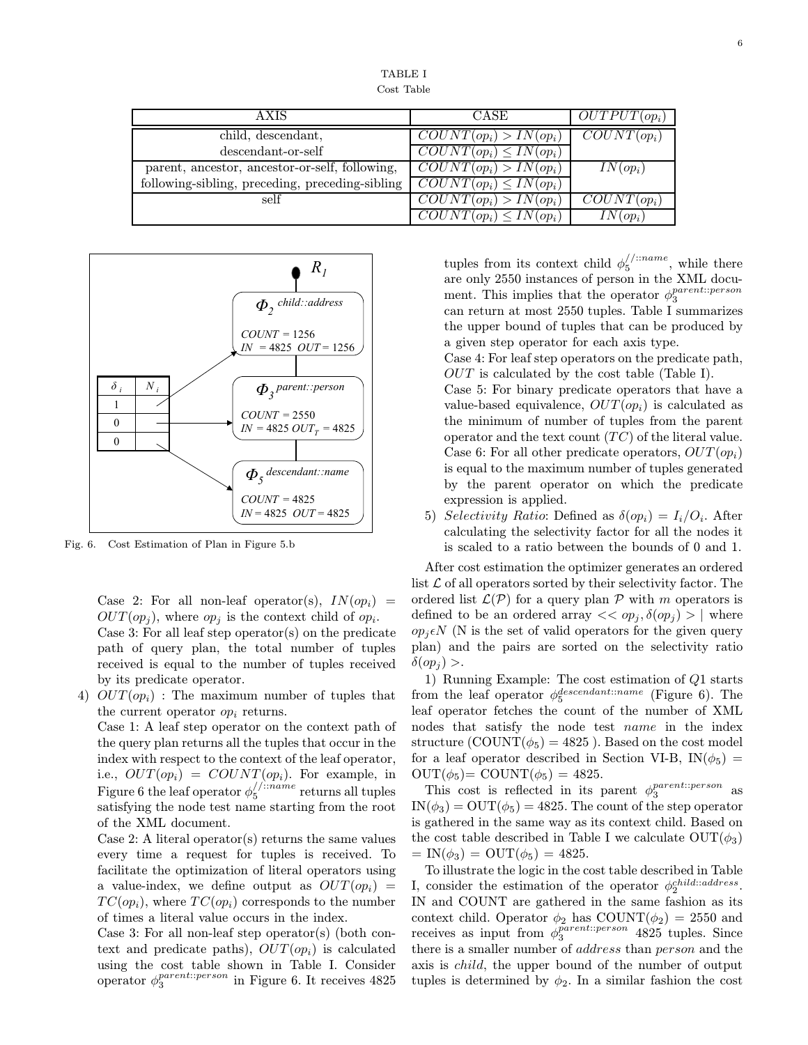TABLE I
Cost Table

| AXIS | CASE | $OUTPUT(op_i)$ |
|---|---|---|
| child, descendant, descendant-or-self | $COUNT(op_i) > IN(op_i)$ | $COUNT(op_i)$ |
| | $COUNT(op_i) \leq IN(op_i)$ | |
| parent, ancestor, ancestor-or-self, following, following-sibling, preceding, preceding-sibling | $COUNT(op_i) > IN(op_i)$ | $IN(op_i)$ |
| | $COUNT(op_i) \leq IN(op_i)$ | |
| self | $COUNT(op_i) > IN(op_i)$ | $COUNT(op_i)$ |
| | $COUNT(op_i) \leq IN(op_i)$ | $IN(op_i)$ |

| $\delta_i$ | $N_i$ |
|---|---|
| 1 | |
| 0 | |
| 0 | |

$R_1$

$\Phi_2^{child::address}$: $COUNT = 1256$, $IN = 4825$, $OUT = 1256$

$\Phi_3^{parent::person}$: $COUNT = 2550$, $IN = 4825$, $OUT_T = 4825$

$\Phi_5^{descendant::name}$: $COUNT = 4825$, $IN = 4825$, $OUT = 4825$

Fig. 6. Cost Estimation of Plan in Figure 5.b

Case 2: For all non-leaf operator(s), $IN(op_i) = OUT(op_j)$, where $op_j$ is the context child of $op_i$.
Case 3: For all leaf step operator(s) on the predicate path of query plan, the total number of tuples received is equal to the number of tuples received by its predicate operator.

4) $OUT(op_i)$ : The maximum number of tuples that the current operator $op_i$ returns.
Case 1: A leaf step operator on the context path of the query plan returns all the tuples that occur in the index with respect to the context of the leaf operator, i.e., $OUT(op_i) = COUNT(op_i)$. For example, in Figure 6 the leaf operator $\phi_5^{//::name}$ returns all tuples satisfying the node test name starting from the root of the XML document.
Case 2: A literal operator(s) returns the same values every time a request for tuples is received. To facilitate the optimization of literal operators using a value-index, we define output as $OUT(op_i) = TC(op_i)$, where $TC(op_i)$ corresponds to the number of times a literal value occurs in the index.
Case 3: For all non-leaf step operator(s) (both context and predicate paths), $OUT(op_i)$ is calculated using the cost table shown in Table I. Consider operator $\phi_3^{parent::person}$ in Figure 6. It receives 4825 tuples from its context child $\phi_5^{//::name}$, while there are only 2550 instances of person in the XML document. This implies that the operator $\phi_3^{parent::person}$ can return at most 2550 tuples. Table I summarizes the upper bound of tuples that can be produced by a given step operator for each axis type.
Case 4: For leaf step operators on the predicate path, $OUT$ is calculated by the cost table (Table I).
Case 5: For binary predicate operators that have a value-based equivalence, $OUT(op_i)$ is calculated as the minimum of number of tuples from the parent operator and the text count ($TC$) of the literal value.
Case 6: For all other predicate operators, $OUT(op_i)$ is equal to the maximum number of tuples generated by the parent operator on which the predicate expression is applied.

5) *Selectivity Ratio*: Defined as $\delta(op_i) = I_i/O_i$. After calculating the selectivity factor for all the nodes it is scaled to a ratio between the bounds of 0 and 1.

After cost estimation the optimizer generates an ordered list $\mathcal{L}$ of all operators sorted by their selectivity factor. The ordered list $\mathcal{L}(\mathcal{P})$ for a query plan $\mathcal{P}$ with $m$ operators is defined to be an ordered array $<< op_j, \delta(op_j) > |$ where $op_j \epsilon N$ (N is the set of valid operators for the given query plan) and the pairs are sorted on the selectivity ratio $\delta(op_j) >$.

1) Running Example: The cost estimation of $Q1$ starts from the leaf operator $\phi_5^{descendant::name}$ (Figure 6). The leaf operator fetches the count of the number of XML nodes that satisfy the node test *name* in the index structure (COUNT($\phi_5$) = 4825 ). Based on the cost model for a leaf operator described in Section VI-B, IN($\phi_5$) = OUT($\phi_5$)= COUNT($\phi_5$) = 4825.

This cost is reflected in its parent $\phi_3^{parent::person}$ as IN($\phi_3$) = OUT($\phi_5$) = 4825. The count of the step operator is gathered in the same way as its context child. Based on the cost table described in Table I we calculate OUT($\phi_3$) = IN($\phi_3$) = OUT($\phi_5$) = 4825.

To illustrate the logic in the cost table described in Table I, consider the estimation of the operator $\phi_2^{child::address}$. IN and COUNT are gathered in the same fashion as its context child. Operator $\phi_2$ has COUNT($\phi_2$) = 2550 and receives as input from $\phi_3^{parent::person}$ 4825 tuples. Since there is a smaller number of *address* than *person* and the axis is *child*, the upper bound of the number of output tuples is determined by $\phi_2$. In a similar fashion the cost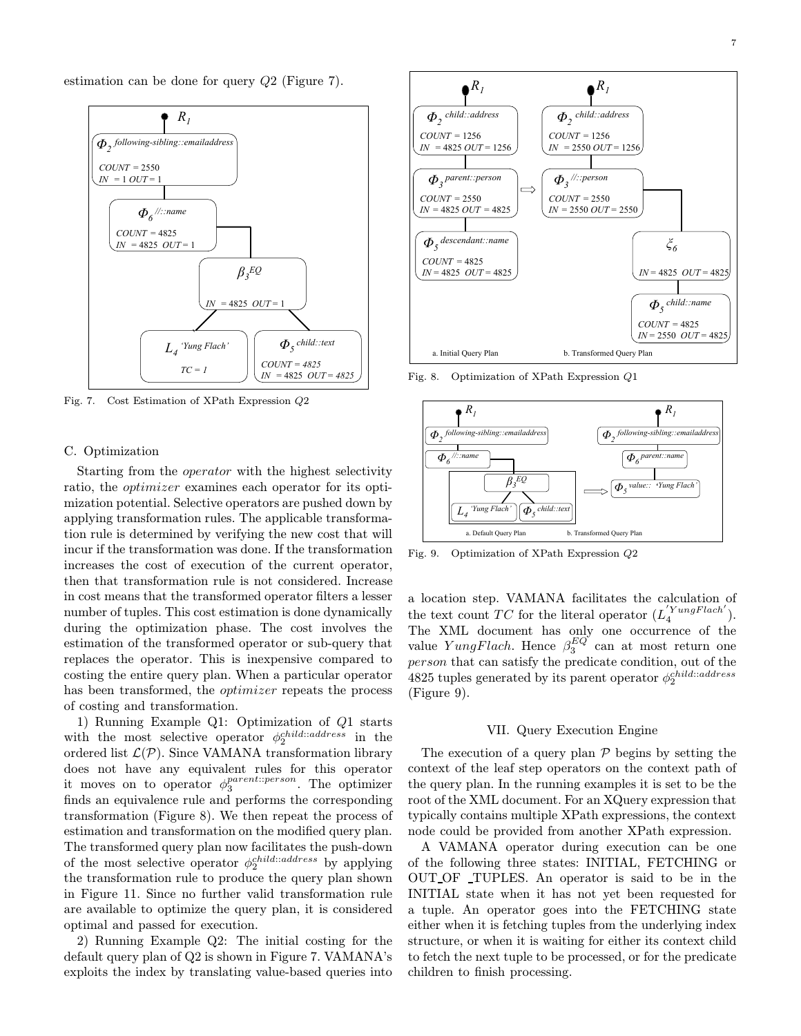estimation can be done for query $Q2$ (Figure 7).

Fig. 7. Cost Estimation of XPath Expression $Q2$

### C. Optimization

Starting from the *operator* with the highest selectivity ratio, the *optimizer* examines each operator for its optimization potential. Selective operators are pushed down by applying transformation rules. The applicable transformation rule is determined by verifying the new cost that will incur if the transformation was done. If the transformation increases the cost of execution of the current operator, then that transformation rule is not considered. Increase in cost means that the transformed operator filters a lesser number of tuples. This cost estimation is done dynamically during the optimization phase. The cost involves the estimation of the transformed operator or sub-query that replaces the operator. This is inexpensive compared to costing the entire query plan. When a particular operator has been transformed, the *optimizer* repeats the process of costing and transformation.

1) Running Example Q1: Optimization of $Q1$ starts with the most selective operator $\phi_2^{child::address}$ in the ordered list $\mathcal{L}(\mathcal{P})$. Since VAMANA transformation library does not have any equivalent rules for this operator it moves on to operator $\phi_3^{parent::person}$. The optimizer finds an equivalence rule and performs the corresponding transformation (Figure 8). We then repeat the process of estimation and transformation on the modified query plan. The transformed query plan now facilitates the push-down of the most selective operator $\phi_2^{child::address}$ by applying the transformation rule to produce the query plan shown in Figure 11. Since no further valid transformation rule are available to optimize the query plan, it is considered optimal and passed for execution.

2) Running Example Q2: The initial costing for the default query plan of Q2 is shown in Figure 7. VAMANA's exploits the index by translating value-based queries into a location step. VAMANA facilitates the calculation of the text count $TC$ for the literal operator ($L_4^{'YungFlach'}$). The XML document has only one occurrence of the value $YungFlach$. Hence $\beta_3^{EQ}$ can at most return one *person* that can satisfy the predicate condition, out of the 4825 tuples generated by its parent operator $\phi_2^{child::address}$ (Figure 9).

Fig. 8. Optimization of XPath Expression $Q1$

Fig. 9. Optimization of XPath Expression $Q2$

## VII. Query Execution Engine

The execution of a query plan $\mathcal{P}$ begins by setting the context of the leaf step operators on the context path of the query plan. In the running examples it is set to be the root of the XML document. For an XQuery expression that typically contains multiple XPath expressions, the context node could be provided from another XPath expression.

A VAMANA operator during execution can be one of the following three states: INITIAL, FETCHING or OUT_OF _TUPLES. An operator is said to be in the INITIAL state when it has not yet been requested for a tuple. An operator goes into the FETCHING state either when it is fetching tuples from the underlying index structure, or when it is waiting for either its context child to fetch the next tuple to be processed, or for the predicate children to finish processing.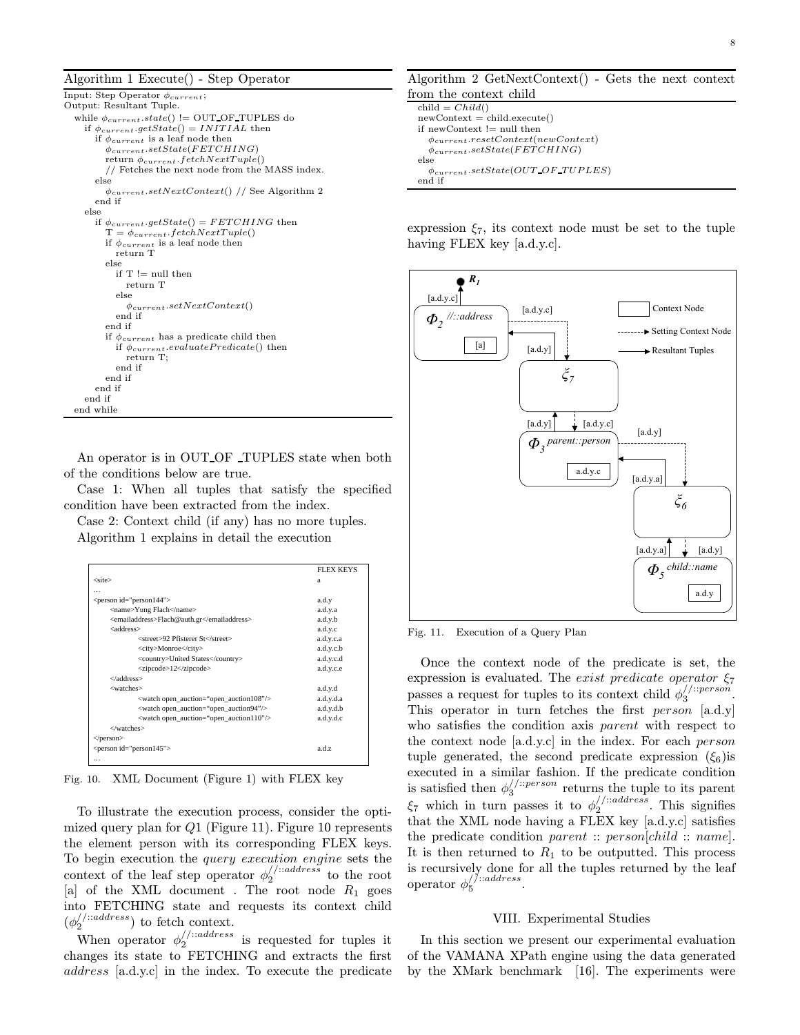**Algorithm 1** Execute() - Step Operator

```
Input: Step Operator φ_current;
Output: Resultant Tuple.
 while φ_current.state() != OUT_OF_TUPLES do
   if φ_current.getState() = INITIAL then
     if φ_current is a leaf node then
       φ_current.setState(FETCHING)
       return φ_current.fetchNextTuple()
       // Fetches the next node from the MASS index.
     else
       φ_current.setNextContext() // See Algorithm 2
     end if
   else
     if φ_current.getState() = FETCHING then
       T = φ_current.fetchNextTuple()
       if φ_current is a leaf node then
         return T
       else
         if T != null then
           return T
         else
           φ_current.setNextContext()
         end if
       end if
       if φ_current has a predicate child then
         if φ_current.evaluatePredicate() then
           return T;
         end if
       end if
     end if
   end if
 end while
```

An operator is in OUT_OF _TUPLES state when both of the conditions below are true.

Case 1: When all tuples that satisfy the specified condition have been extracted from the index.

Case 2: Context child (if any) has no more tuples.

Algorithm 1 explains in detail the execution

| | FLEX KEYS |
|---|---|
| <site> | a |
| ... | |
| <person id="person144"> | a.d.y |
| <name>Yung Flach</name> | a.d.y.a |
| <emailaddress>Flach@auth.gr</emailaddress> | a.d.y.b |
| <address> | a.d.y.c |
| <street>92 Pfisterer St</street> | a.d.y.c.a |
| <city>Monroe</city> | a.d.y.c.b |
| <country>United States</country> | a.d.y.c.d |
| <zipcode>12</zipcode> | a.d.y.c.e |
| </address> | |
| <watches> | a.d.y.d |
| <watch open_auction="open_auction108"/> | a.d.y.d.a |
| <watch open_auction="open_auction94"/> | a.d.y.d.b |
| <watch open_auction="open_auction110"/> | a.d.y.d.c |
| </watches> | |
| </person> | |
| <person id="person145"> | a.d.z |
| ... | |

Fig. 10. XML Document (Figure 1) with FLEX key

To illustrate the execution process, consider the optimized query plan for $Q1$ (Figure 11). Figure 10 represents the element person with its corresponding FLEX keys. To begin execution the *query execution engine* sets the context of the leaf step operator $\phi_2^{//::address}$ to the root [a] of the XML document . The root node $R_1$ goes into FETCHING state and requests its context child ($\phi_2^{//::address}$) to fetch context.

When operator $\phi_2^{//::address}$ is requested for tuples it changes its state to FETCHING and extracts the first *address* [a.d.y.c] in the index. To execute the predicate expression $\xi_7$, its context node must be set to the tuple having FLEX key [a.d.y.c].

**Algorithm 2** GetNextContext() - Gets the next context from the context child

```
child = Child()
newContext = child.execute()
if newContext != null then
  φ_current.resetContext(newContext)
  φ_current.setState(FETCHING)
else
  φ_current.setState(OUT_OF_TUPLES)
end if
```

Fig. 11. Execution of a Query Plan

Once the context node of the predicate is set, the expression is evaluated. The *exist predicate operator* $\xi_7$ passes a request for tuples to its context child $\phi_3^{//::person}$. This operator in turn fetches the first *person* [a.d.y] who satisfies the condition axis *parent* with respect to the context node [a.d.y.c] in the index. For each *person* tuple generated, the second predicate expression ($\xi_6$)is executed in a similar fashion. If the predicate condition is satisfied then $\phi_3^{//::person}$ returns the tuple to its parent $\xi_7$ which in turn passes it to $\phi_2^{//::address}$. This signifies that the XML node having a FLEX key [a.d.y.c] satisfies the predicate condition $parent :: person[child :: name]$. It is then returned to $R_1$ to be outputted. This process is recursively done for all the tuples returned by the leaf operator $\phi_5^{//::address}$.

## VIII. Experimental Studies

In this section we present our experimental evaluation of the VAMANA XPath engine using the data generated by the XMark benchmark [16]. The experiments were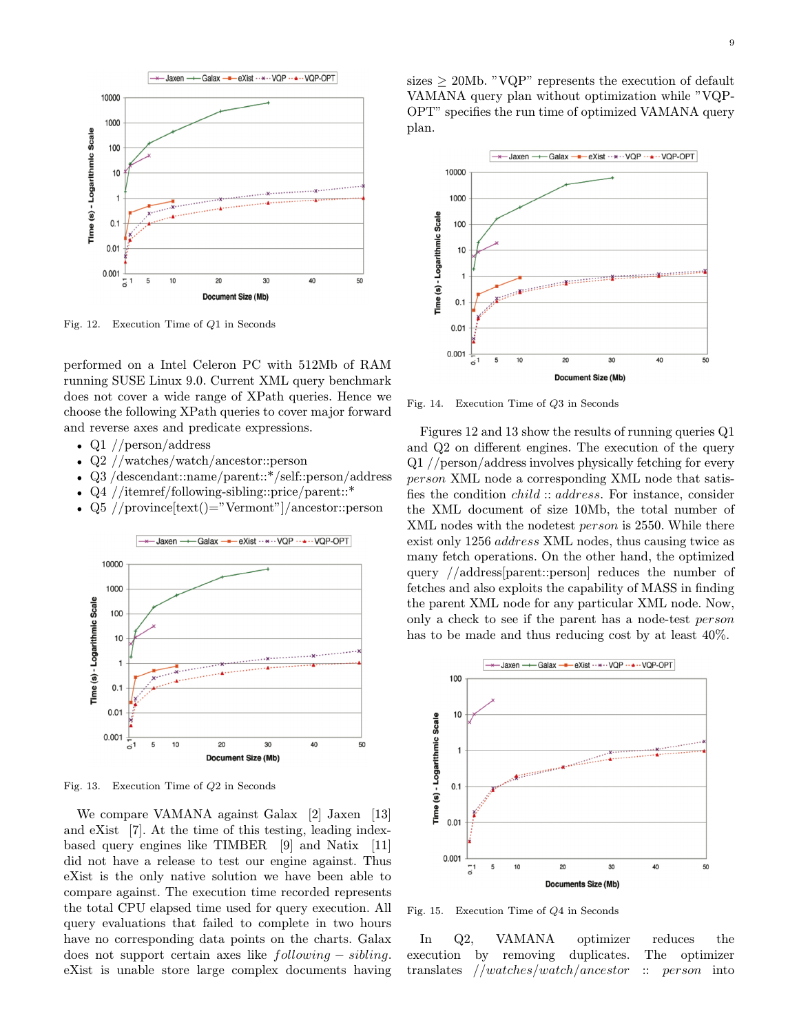Fig. 12. Execution Time of $Q1$ in Seconds

performed on a Intel Celeron PC with 512Mb of RAM running SUSE Linux 9.0. Current XML query benchmark does not cover a wide range of XPath queries. Hence we choose the following XPath queries to cover major forward and reverse axes and predicate expressions.

- Q1 //person/address
- Q2 //watches/watch/ancestor::person
- Q3 /descendant::name/parent::*/self::person/address
- Q4 //itemref/following-sibling::price/parent::*
- Q5 //province[text()="Vermont"]/ancestor::person

Fig. 13. Execution Time of $Q2$ in Seconds

We compare VAMANA against Galax [2] Jaxen [13] and eXist [7]. At the time of this testing, leading index-based query engines like TIMBER [9] and Natix [11] did not have a release to test our engine against. Thus eXist is the only native solution we have been able to compare against. The execution time recorded represents the total CPU elapsed time used for query execution. All query evaluations that failed to complete in two hours have no corresponding data points on the charts. Galax does not support certain axes like *following − sibling*. eXist is unable store large complex documents having sizes ≥ 20Mb. "VQP" represents the execution of default VAMANA query plan without optimization while "VQP-OPT" specifies the run time of optimized VAMANA query plan.

Fig. 14. Execution Time of $Q3$ in Seconds

Figures 12 and 13 show the results of running queries Q1 and Q2 on different engines. The execution of the query Q1 //person/address involves physically fetching for every *person* XML node a corresponding XML node that satisfies the condition *child* :: *address*. For instance, consider the XML document of size 10Mb, the total number of XML nodes with the nodetest *person* is 2550. While there exist only 1256 *address* XML nodes, thus causing twice as many fetch operations. On the other hand, the optimized query //address[parent::person] reduces the number of fetches and also exploits the capability of MASS in finding the parent XML node for any particular XML node. Now, only a check to see if the parent has a node-test *person* has to be made and thus reducing cost by at least 40%.

Fig. 15. Execution Time of $Q4$ in Seconds

In Q2, VAMANA optimizer reduces the execution by removing duplicates. The optimizer translates *//watches/watch/ancestor* :: *person* into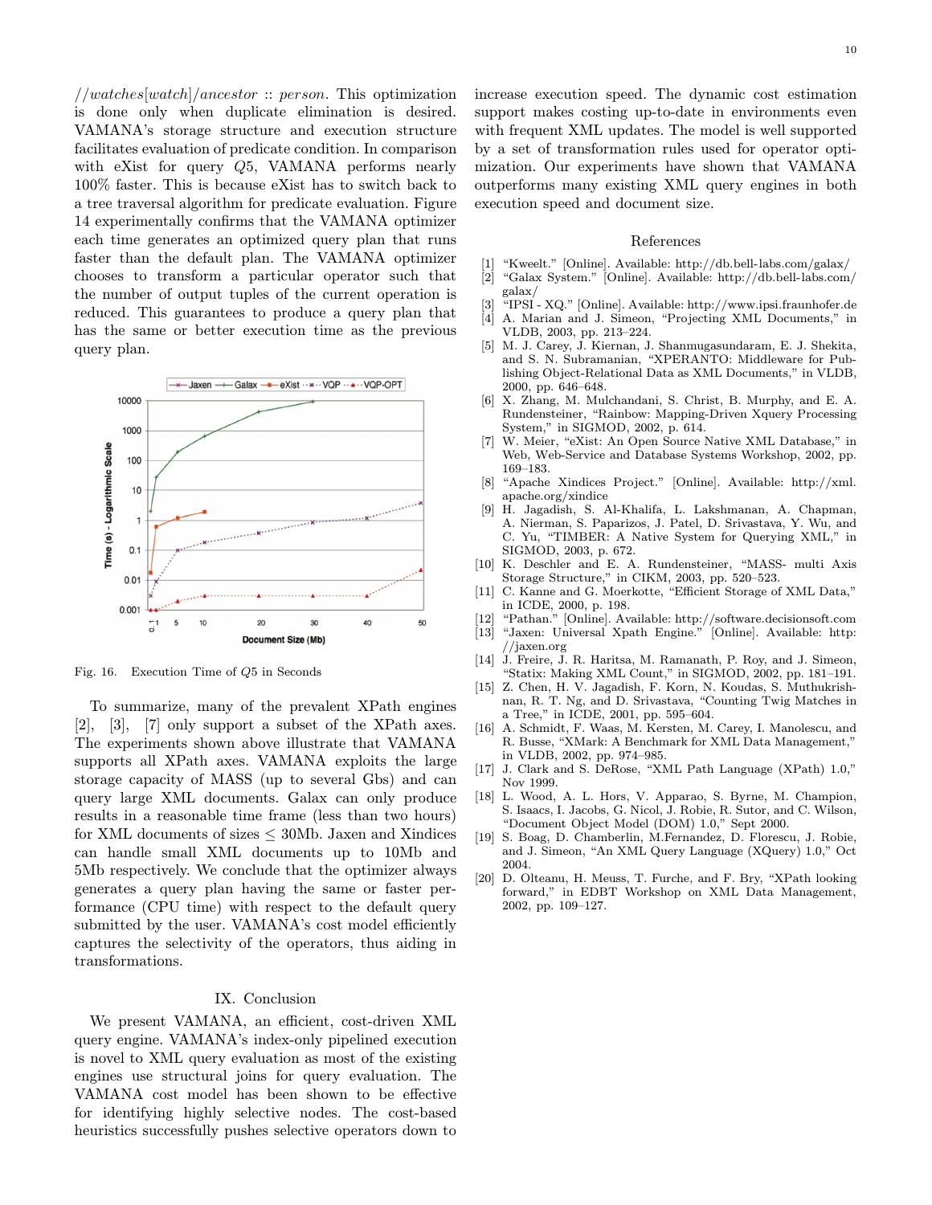$//watches[watch]/ancestor :: person$. This optimization is done only when duplicate elimination is desired. VAMANA's storage structure and execution structure facilitates evaluation of predicate condition. In comparison with eXist for query $Q5$, VAMANA performs nearly 100% faster. This is because eXist has to switch back to a tree traversal algorithm for predicate evaluation. Figure 14 experimentally confirms that the VAMANA optimizer each time generates an optimized query plan that runs faster than the default plan. The VAMANA optimizer chooses to transform a particular operator such that the number of output tuples of the current operation is reduced. This guarantees to produce a query plan that has the same or better execution time as the previous query plan.

Jaxen
Galax
eXist
VQP
VQP-OPT

10000
1000
100
10
1
0.1
0.01
0.001

Time (s) - Logarithmic Scale

0.1
1
5
10
20
30
40
50

Document Size (Mb)

Fig. 16. Execution Time of $Q5$ in Seconds

To summarize, many of the prevalent XPath engines [2], [3], [7] only support a subset of the XPath axes. The experiments shown above illustrate that VAMANA supports all XPath axes. VAMANA exploits the large storage capacity of MASS (up to several Gbs) and can query large XML documents. Galax can only produce results in a reasonable time frame (less than two hours) for XML documents of sizes $\leq$ 30Mb. Jaxen and Xindices can handle small XML documents up to 10Mb and 5Mb respectively. We conclude that the optimizer always generates a query plan having the same or faster performance (CPU time) with respect to the default query submitted by the user. VAMANA's cost model efficiently captures the selectivity of the operators, thus aiding in transformations.

## IX. Conclusion

We present VAMANA, an efficient, cost-driven XML query engine. VAMANA's index-only pipelined execution is novel to XML query evaluation as most of the existing engines use structural joins for query evaluation. The VAMANA cost model has been shown to be effective for identifying highly selective nodes. The cost-based heuristics successfully pushes selective operators down to increase execution speed. The dynamic cost estimation support makes costing up-to-date in environments even with frequent XML updates. The model is well supported by a set of transformation rules used for operator optimization. Our experiments have shown that VAMANA outperforms many existing XML query engines in both execution speed and document size.

## References

[1] "Kweelt." [Online]. Available: http://db.bell-labs.com/galax/
[2] "Galax System." [Online]. Available: http://db.bell-labs.com/galax/
[3] "IPSI - XQ." [Online]. Available: http://www.ipsi.fraunhofer.de
[4] A. Marian and J. Simeon, "Projecting XML Documents," in VLDB, 2003, pp. 213–224.
[5] M. J. Carey, J. Kiernan, J. Shanmugasundaram, E. J. Shekita, and S. N. Subramanian, "XPERANTO: Middleware for Publishing Object-Relational Data as XML Documents," in VLDB, 2000, pp. 646–648.
[6] X. Zhang, M. Mulchandani, S. Christ, B. Murphy, and E. A. Rundensteiner, "Rainbow: Mapping-Driven Xquery Processing System," in SIGMOD, 2002, p. 614.
[7] W. Meier, "eXist: An Open Source Native XML Database," in Web, Web-Service and Database Systems Workshop, 2002, pp. 169–183.
[8] "Apache Xindices Project." [Online]. Available: http://xml.apache.org/xindice
[9] H. Jagadish, S. Al-Khalifa, L. Lakshmanan, A. Chapman, A. Nierman, S. Paparizos, J. Patel, D. Srivastava, Y. Wu, and C. Yu, "TIMBER: A Native System for Querying XML," in SIGMOD, 2003, p. 672.
[10] K. Deschler and E. A. Rundensteiner, "MASS- multi Axis Storage Structure," in CIKM, 2003, pp. 520–523.
[11] C. Kanne and G. Moerkotte, "Efficient Storage of XML Data," in ICDE, 2000, p. 198.
[12] "Pathan." [Online]. Available: http://software.decisionsoft.com
[13] "Jaxen: Universal Xpath Engine." [Online]. Available: http://jaxen.org
[14] J. Freire, J. R. Haritsa, M. Ramanath, P. Roy, and J. Simeon, "Statix: Making XML Count," in SIGMOD, 2002, pp. 181–191.
[15] Z. Chen, H. V. Jagadish, F. Korn, N. Koudas, S. Muthukrishnan, R. T. Ng, and D. Srivastava, "Counting Twig Matches in a Tree," in ICDE, 2001, pp. 595–604.
[16] A. Schmidt, F. Waas, M. Kersten, M. Carey, I. Manolescu, and R. Busse, "XMark: A Benchmark for XML Data Management," in VLDB, 2002, pp. 974–985.
[17] J. Clark and S. DeRose, "XML Path Language (XPath) 1.0," Nov 1999.
[18] L. Wood, A. L. Hors, V. Apparao, S. Byrne, M. Champion, S. Isaacs, I. Jacobs, G. Nicol, J. Robie, R. Sutor, and C. Wilson, "Document Object Model (DOM) 1.0," Sept 2000.
[19] S. Boag, D. Chamberlin, M.Fernandez, D. Florescu, J. Robie, and J. Simeon, "An XML Query Language (XQuery) 1.0," Oct 2004.
[20] D. Olteanu, H. Meuss, T. Furche, and F. Bry, "XPath looking forward," in EDBT Workshop on XML Data Management, 2002, pp. 109–127.